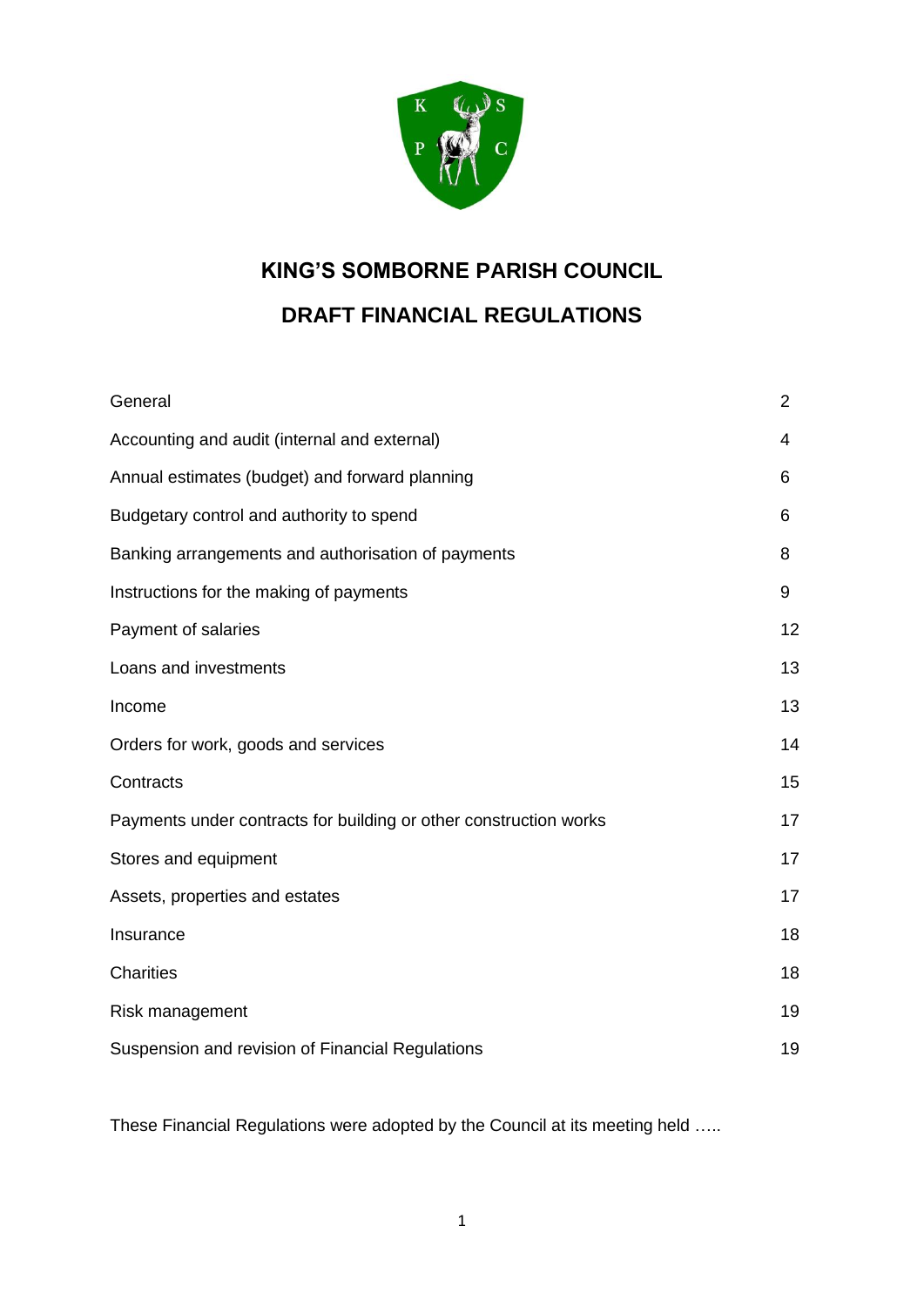# KING'S SOMBORNE PARISH COUNCIL

## DRAFT FINANCIAL REGULATIONS

| | |
|---|---|
| General | 2 |
| Accounting and audit (internal and external) | 4 |
| Annual estimates (budget) and forward planning | 6 |
| Budgetary control and authority to spend | 6 |
| Banking arrangements and authorisation of payments | 8 |
| Instructions for the making of payments | 9 |
| Payment of salaries | 12 |
| Loans and investments | 13 |
| Income | 13 |
| Orders for work, goods and services | 14 |
| Contracts | 15 |
| Payments under contracts for building or other construction works | 17 |
| Stores and equipment | 17 |
| Assets, properties and estates | 17 |
| Insurance | 18 |
| Charities | 18 |
| Risk management | 19 |
| Suspension and revision of Financial Regulations | 19 |

These Financial Regulations were adopted by the Council at its meeting held …..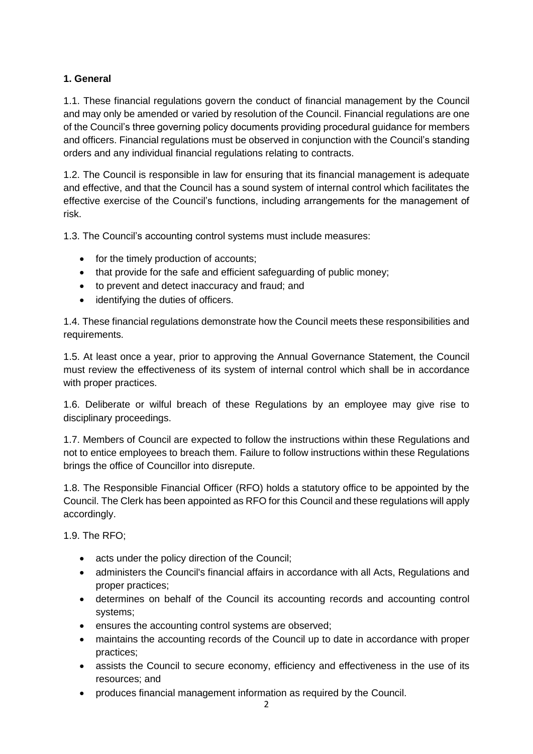**1. General**

1.1. These financial regulations govern the conduct of financial management by the Council and may only be amended or varied by resolution of the Council. Financial regulations are one of the Council's three governing policy documents providing procedural guidance for members and officers. Financial regulations must be observed in conjunction with the Council's standing orders and any individual financial regulations relating to contracts.

1.2. The Council is responsible in law for ensuring that its financial management is adequate and effective, and that the Council has a sound system of internal control which facilitates the effective exercise of the Council's functions, including arrangements for the management of risk.

1.3. The Council's accounting control systems must include measures:

- for the timely production of accounts;
- that provide for the safe and efficient safeguarding of public money;
- to prevent and detect inaccuracy and fraud; and
- identifying the duties of officers.

1.4. These financial regulations demonstrate how the Council meets these responsibilities and requirements.

1.5. At least once a year, prior to approving the Annual Governance Statement, the Council must review the effectiveness of its system of internal control which shall be in accordance with proper practices.

1.6. Deliberate or wilful breach of these Regulations by an employee may give rise to disciplinary proceedings.

1.7. Members of Council are expected to follow the instructions within these Regulations and not to entice employees to breach them. Failure to follow instructions within these Regulations brings the office of Councillor into disrepute.

1.8. The Responsible Financial Officer (RFO) holds a statutory office to be appointed by the Council. The Clerk has been appointed as RFO for this Council and these regulations will apply accordingly.

1.9. The RFO;

- acts under the policy direction of the Council;
- administers the Council's financial affairs in accordance with all Acts, Regulations and proper practices;
- determines on behalf of the Council its accounting records and accounting control systems;
- ensures the accounting control systems are observed;
- maintains the accounting records of the Council up to date in accordance with proper practices;
- assists the Council to secure economy, efficiency and effectiveness in the use of its resources; and
- produces financial management information as required by the Council.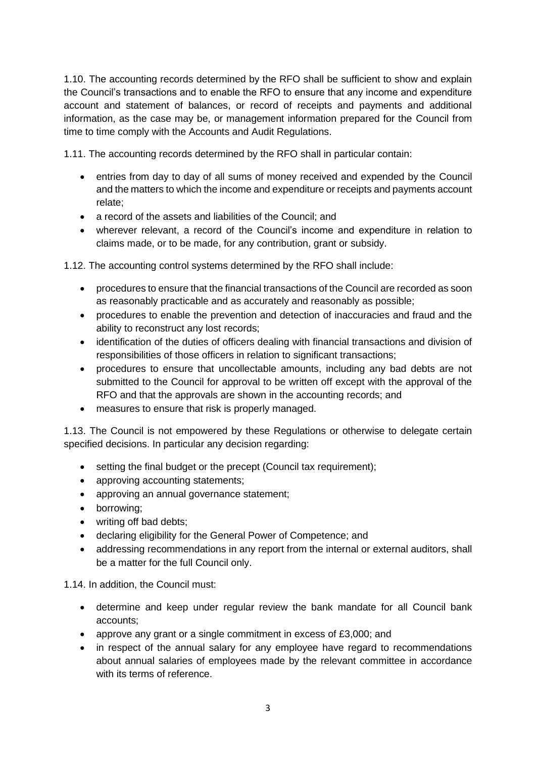1.10. The accounting records determined by the RFO shall be sufficient to show and explain the Council's transactions and to enable the RFO to ensure that any income and expenditure account and statement of balances, or record of receipts and payments and additional information, as the case may be, or management information prepared for the Council from time to time comply with the Accounts and Audit Regulations.

1.11. The accounting records determined by the RFO shall in particular contain:

- entries from day to day of all sums of money received and expended by the Council and the matters to which the income and expenditure or receipts and payments account relate;
- a record of the assets and liabilities of the Council; and
- wherever relevant, a record of the Council's income and expenditure in relation to claims made, or to be made, for any contribution, grant or subsidy.

1.12. The accounting control systems determined by the RFO shall include:

- procedures to ensure that the financial transactions of the Council are recorded as soon as reasonably practicable and as accurately and reasonably as possible;
- procedures to enable the prevention and detection of inaccuracies and fraud and the ability to reconstruct any lost records;
- identification of the duties of officers dealing with financial transactions and division of responsibilities of those officers in relation to significant transactions;
- procedures to ensure that uncollectable amounts, including any bad debts are not submitted to the Council for approval to be written off except with the approval of the RFO and that the approvals are shown in the accounting records; and
- measures to ensure that risk is properly managed.

1.13. The Council is not empowered by these Regulations or otherwise to delegate certain specified decisions. In particular any decision regarding:

- setting the final budget or the precept (Council tax requirement);
- approving accounting statements;
- approving an annual governance statement;
- borrowing;
- writing off bad debts;
- declaring eligibility for the General Power of Competence; and
- addressing recommendations in any report from the internal or external auditors, shall be a matter for the full Council only.

1.14. In addition, the Council must:

- determine and keep under regular review the bank mandate for all Council bank accounts;
- approve any grant or a single commitment in excess of £3,000; and
- in respect of the annual salary for any employee have regard to recommendations about annual salaries of employees made by the relevant committee in accordance with its terms of reference.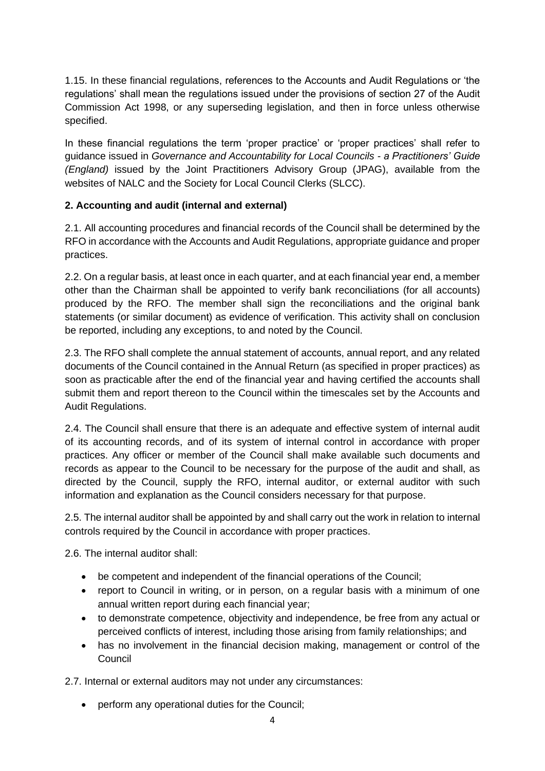1.15. In these financial regulations, references to the Accounts and Audit Regulations or 'the regulations' shall mean the regulations issued under the provisions of section 27 of the Audit Commission Act 1998, or any superseding legislation, and then in force unless otherwise specified.

In these financial regulations the term 'proper practice' or 'proper practices' shall refer to guidance issued in *Governance and Accountability for Local Councils - a Practitioners' Guide (England)* issued by the Joint Practitioners Advisory Group (JPAG), available from the websites of NALC and the Society for Local Council Clerks (SLCC).

**2. Accounting and audit (internal and external)**

2.1. All accounting procedures and financial records of the Council shall be determined by the RFO in accordance with the Accounts and Audit Regulations, appropriate guidance and proper practices.

2.2. On a regular basis, at least once in each quarter, and at each financial year end, a member other than the Chairman shall be appointed to verify bank reconciliations (for all accounts) produced by the RFO. The member shall sign the reconciliations and the original bank statements (or similar document) as evidence of verification. This activity shall on conclusion be reported, including any exceptions, to and noted by the Council.

2.3. The RFO shall complete the annual statement of accounts, annual report, and any related documents of the Council contained in the Annual Return (as specified in proper practices) as soon as practicable after the end of the financial year and having certified the accounts shall submit them and report thereon to the Council within the timescales set by the Accounts and Audit Regulations.

2.4. The Council shall ensure that there is an adequate and effective system of internal audit of its accounting records, and of its system of internal control in accordance with proper practices. Any officer or member of the Council shall make available such documents and records as appear to the Council to be necessary for the purpose of the audit and shall, as directed by the Council, supply the RFO, internal auditor, or external auditor with such information and explanation as the Council considers necessary for that purpose.

2.5. The internal auditor shall be appointed by and shall carry out the work in relation to internal controls required by the Council in accordance with proper practices.

2.6. The internal auditor shall:

- be competent and independent of the financial operations of the Council;
- report to Council in writing, or in person, on a regular basis with a minimum of one annual written report during each financial year;
- to demonstrate competence, objectivity and independence, be free from any actual or perceived conflicts of interest, including those arising from family relationships; and
- has no involvement in the financial decision making, management or control of the Council

2.7. Internal or external auditors may not under any circumstances:

- perform any operational duties for the Council;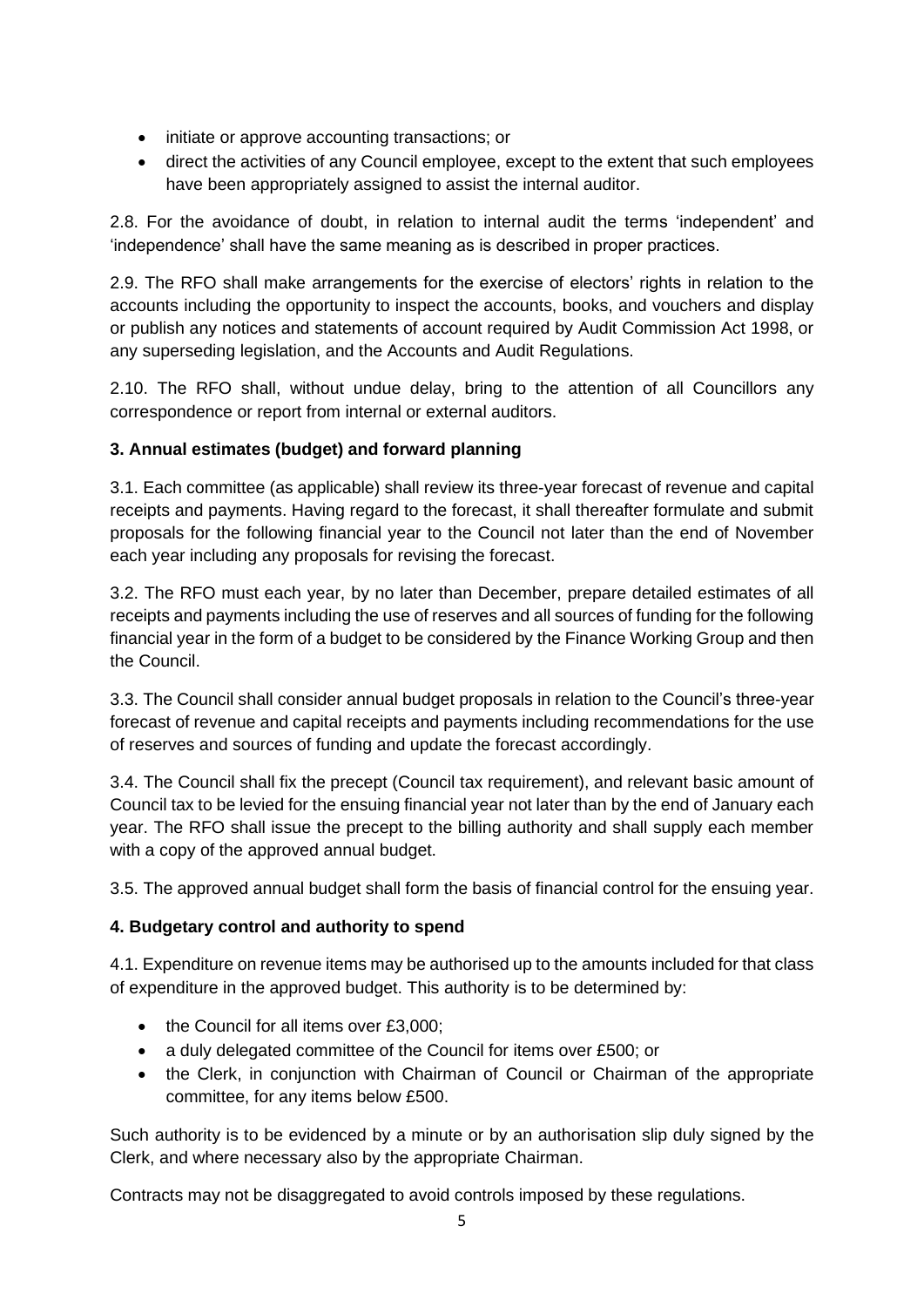- initiate or approve accounting transactions; or
- direct the activities of any Council employee, except to the extent that such employees have been appropriately assigned to assist the internal auditor.

2.8. For the avoidance of doubt, in relation to internal audit the terms 'independent' and 'independence' shall have the same meaning as is described in proper practices.

2.9. The RFO shall make arrangements for the exercise of electors' rights in relation to the accounts including the opportunity to inspect the accounts, books, and vouchers and display or publish any notices and statements of account required by Audit Commission Act 1998, or any superseding legislation, and the Accounts and Audit Regulations.

2.10. The RFO shall, without undue delay, bring to the attention of all Councillors any correspondence or report from internal or external auditors.

### 3. Annual estimates (budget) and forward planning

3.1. Each committee (as applicable) shall review its three-year forecast of revenue and capital receipts and payments. Having regard to the forecast, it shall thereafter formulate and submit proposals for the following financial year to the Council not later than the end of November each year including any proposals for revising the forecast.

3.2. The RFO must each year, by no later than December, prepare detailed estimates of all receipts and payments including the use of reserves and all sources of funding for the following financial year in the form of a budget to be considered by the Finance Working Group and then the Council.

3.3. The Council shall consider annual budget proposals in relation to the Council's three-year forecast of revenue and capital receipts and payments including recommendations for the use of reserves and sources of funding and update the forecast accordingly.

3.4. The Council shall fix the precept (Council tax requirement), and relevant basic amount of Council tax to be levied for the ensuing financial year not later than by the end of January each year. The RFO shall issue the precept to the billing authority and shall supply each member with a copy of the approved annual budget.

3.5. The approved annual budget shall form the basis of financial control for the ensuing year.

### 4. Budgetary control and authority to spend

4.1. Expenditure on revenue items may be authorised up to the amounts included for that class of expenditure in the approved budget. This authority is to be determined by:

- the Council for all items over £3,000;
- a duly delegated committee of the Council for items over £500; or
- the Clerk, in conjunction with Chairman of Council or Chairman of the appropriate committee, for any items below £500.

Such authority is to be evidenced by a minute or by an authorisation slip duly signed by the Clerk, and where necessary also by the appropriate Chairman.

Contracts may not be disaggregated to avoid controls imposed by these regulations.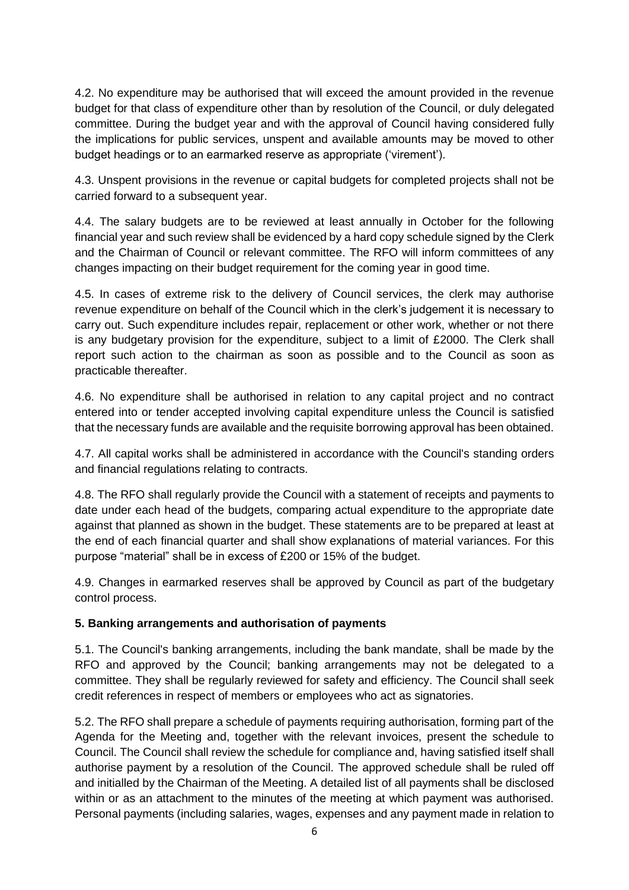4.2. No expenditure may be authorised that will exceed the amount provided in the revenue budget for that class of expenditure other than by resolution of the Council, or duly delegated committee. During the budget year and with the approval of Council having considered fully the implications for public services, unspent and available amounts may be moved to other budget headings or to an earmarked reserve as appropriate ('virement').

4.3. Unspent provisions in the revenue or capital budgets for completed projects shall not be carried forward to a subsequent year.

4.4. The salary budgets are to be reviewed at least annually in October for the following financial year and such review shall be evidenced by a hard copy schedule signed by the Clerk and the Chairman of Council or relevant committee. The RFO will inform committees of any changes impacting on their budget requirement for the coming year in good time.

4.5. In cases of extreme risk to the delivery of Council services, the clerk may authorise revenue expenditure on behalf of the Council which in the clerk's judgement it is necessary to carry out. Such expenditure includes repair, replacement or other work, whether or not there is any budgetary provision for the expenditure, subject to a limit of £2000. The Clerk shall report such action to the chairman as soon as possible and to the Council as soon as practicable thereafter.

4.6. No expenditure shall be authorised in relation to any capital project and no contract entered into or tender accepted involving capital expenditure unless the Council is satisfied that the necessary funds are available and the requisite borrowing approval has been obtained.

4.7. All capital works shall be administered in accordance with the Council's standing orders and financial regulations relating to contracts.

4.8. The RFO shall regularly provide the Council with a statement of receipts and payments to date under each head of the budgets, comparing actual expenditure to the appropriate date against that planned as shown in the budget. These statements are to be prepared at least at the end of each financial quarter and shall show explanations of material variances. For this purpose "material" shall be in excess of £200 or 15% of the budget.

4.9. Changes in earmarked reserves shall be approved by Council as part of the budgetary control process.

**5. Banking arrangements and authorisation of payments**

5.1. The Council's banking arrangements, including the bank mandate, shall be made by the RFO and approved by the Council; banking arrangements may not be delegated to a committee. They shall be regularly reviewed for safety and efficiency. The Council shall seek credit references in respect of members or employees who act as signatories.

5.2. The RFO shall prepare a schedule of payments requiring authorisation, forming part of the Agenda for the Meeting and, together with the relevant invoices, present the schedule to Council. The Council shall review the schedule for compliance and, having satisfied itself shall authorise payment by a resolution of the Council. The approved schedule shall be ruled off and initialled by the Chairman of the Meeting. A detailed list of all payments shall be disclosed within or as an attachment to the minutes of the meeting at which payment was authorised. Personal payments (including salaries, wages, expenses and any payment made in relation to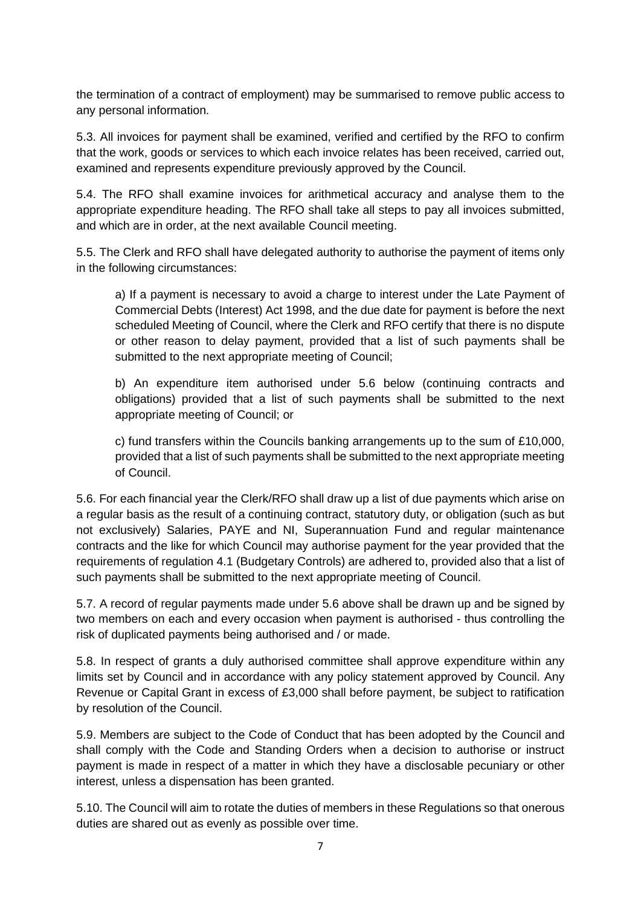the termination of a contract of employment) may be summarised to remove public access to any personal information.

5.3. All invoices for payment shall be examined, verified and certified by the RFO to confirm that the work, goods or services to which each invoice relates has been received, carried out, examined and represents expenditure previously approved by the Council.

5.4. The RFO shall examine invoices for arithmetical accuracy and analyse them to the appropriate expenditure heading. The RFO shall take all steps to pay all invoices submitted, and which are in order, at the next available Council meeting.

5.5. The Clerk and RFO shall have delegated authority to authorise the payment of items only in the following circumstances:

> a) If a payment is necessary to avoid a charge to interest under the Late Payment of Commercial Debts (Interest) Act 1998, and the due date for payment is before the next scheduled Meeting of Council, where the Clerk and RFO certify that there is no dispute or other reason to delay payment, provided that a list of such payments shall be submitted to the next appropriate meeting of Council;
>
> b) An expenditure item authorised under 5.6 below (continuing contracts and obligations) provided that a list of such payments shall be submitted to the next appropriate meeting of Council; or
>
> c) fund transfers within the Councils banking arrangements up to the sum of £10,000, provided that a list of such payments shall be submitted to the next appropriate meeting of Council.

5.6. For each financial year the Clerk/RFO shall draw up a list of due payments which arise on a regular basis as the result of a continuing contract, statutory duty, or obligation (such as but not exclusively) Salaries, PAYE and NI, Superannuation Fund and regular maintenance contracts and the like for which Council may authorise payment for the year provided that the requirements of regulation 4.1 (Budgetary Controls) are adhered to, provided also that a list of such payments shall be submitted to the next appropriate meeting of Council.

5.7. A record of regular payments made under 5.6 above shall be drawn up and be signed by two members on each and every occasion when payment is authorised - thus controlling the risk of duplicated payments being authorised and / or made.

5.8. In respect of grants a duly authorised committee shall approve expenditure within any limits set by Council and in accordance with any policy statement approved by Council. Any Revenue or Capital Grant in excess of £3,000 shall before payment, be subject to ratification by resolution of the Council.

5.9. Members are subject to the Code of Conduct that has been adopted by the Council and shall comply with the Code and Standing Orders when a decision to authorise or instruct payment is made in respect of a matter in which they have a disclosable pecuniary or other interest, unless a dispensation has been granted.

5.10. The Council will aim to rotate the duties of members in these Regulations so that onerous duties are shared out as evenly as possible over time.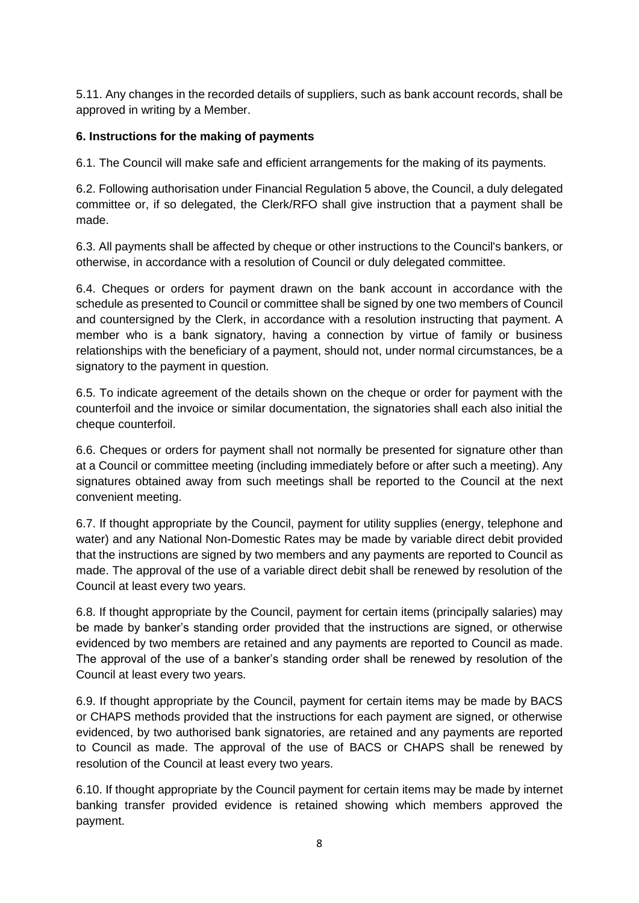5.11. Any changes in the recorded details of suppliers, such as bank account records, shall be approved in writing by a Member.

**6. Instructions for the making of payments**

6.1. The Council will make safe and efficient arrangements for the making of its payments.

6.2. Following authorisation under Financial Regulation 5 above, the Council, a duly delegated committee or, if so delegated, the Clerk/RFO shall give instruction that a payment shall be made.

6.3. All payments shall be affected by cheque or other instructions to the Council's bankers, or otherwise, in accordance with a resolution of Council or duly delegated committee.

6.4. Cheques or orders for payment drawn on the bank account in accordance with the schedule as presented to Council or committee shall be signed by one two members of Council and countersigned by the Clerk, in accordance with a resolution instructing that payment. A member who is a bank signatory, having a connection by virtue of family or business relationships with the beneficiary of a payment, should not, under normal circumstances, be a signatory to the payment in question.

6.5. To indicate agreement of the details shown on the cheque or order for payment with the counterfoil and the invoice or similar documentation, the signatories shall each also initial the cheque counterfoil.

6.6. Cheques or orders for payment shall not normally be presented for signature other than at a Council or committee meeting (including immediately before or after such a meeting). Any signatures obtained away from such meetings shall be reported to the Council at the next convenient meeting.

6.7. If thought appropriate by the Council, payment for utility supplies (energy, telephone and water) and any National Non-Domestic Rates may be made by variable direct debit provided that the instructions are signed by two members and any payments are reported to Council as made. The approval of the use of a variable direct debit shall be renewed by resolution of the Council at least every two years.

6.8. If thought appropriate by the Council, payment for certain items (principally salaries) may be made by banker's standing order provided that the instructions are signed, or otherwise evidenced by two members are retained and any payments are reported to Council as made. The approval of the use of a banker's standing order shall be renewed by resolution of the Council at least every two years.

6.9. If thought appropriate by the Council, payment for certain items may be made by BACS or CHAPS methods provided that the instructions for each payment are signed, or otherwise evidenced, by two authorised bank signatories, are retained and any payments are reported to Council as made. The approval of the use of BACS or CHAPS shall be renewed by resolution of the Council at least every two years.

6.10. If thought appropriate by the Council payment for certain items may be made by internet banking transfer provided evidence is retained showing which members approved the payment.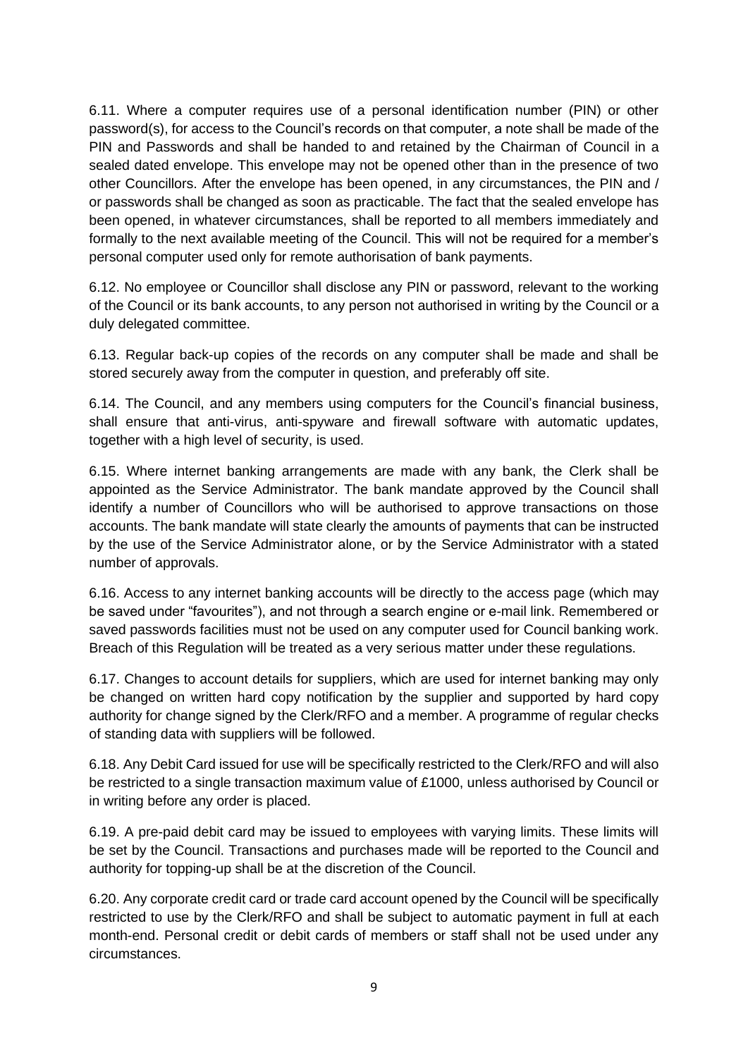6.11. Where a computer requires use of a personal identification number (PIN) or other password(s), for access to the Council's records on that computer, a note shall be made of the PIN and Passwords and shall be handed to and retained by the Chairman of Council in a sealed dated envelope. This envelope may not be opened other than in the presence of two other Councillors. After the envelope has been opened, in any circumstances, the PIN and / or passwords shall be changed as soon as practicable. The fact that the sealed envelope has been opened, in whatever circumstances, shall be reported to all members immediately and formally to the next available meeting of the Council. This will not be required for a member's personal computer used only for remote authorisation of bank payments.

6.12. No employee or Councillor shall disclose any PIN or password, relevant to the working of the Council or its bank accounts, to any person not authorised in writing by the Council or a duly delegated committee.

6.13. Regular back-up copies of the records on any computer shall be made and shall be stored securely away from the computer in question, and preferably off site.

6.14. The Council, and any members using computers for the Council's financial business, shall ensure that anti-virus, anti-spyware and firewall software with automatic updates, together with a high level of security, is used.

6.15. Where internet banking arrangements are made with any bank, the Clerk shall be appointed as the Service Administrator. The bank mandate approved by the Council shall identify a number of Councillors who will be authorised to approve transactions on those accounts. The bank mandate will state clearly the amounts of payments that can be instructed by the use of the Service Administrator alone, or by the Service Administrator with a stated number of approvals.

6.16. Access to any internet banking accounts will be directly to the access page (which may be saved under "favourites"), and not through a search engine or e-mail link. Remembered or saved passwords facilities must not be used on any computer used for Council banking work. Breach of this Regulation will be treated as a very serious matter under these regulations.

6.17. Changes to account details for suppliers, which are used for internet banking may only be changed on written hard copy notification by the supplier and supported by hard copy authority for change signed by the Clerk/RFO and a member. A programme of regular checks of standing data with suppliers will be followed.

6.18. Any Debit Card issued for use will be specifically restricted to the Clerk/RFO and will also be restricted to a single transaction maximum value of £1000, unless authorised by Council or in writing before any order is placed.

6.19. A pre-paid debit card may be issued to employees with varying limits. These limits will be set by the Council. Transactions and purchases made will be reported to the Council and authority for topping-up shall be at the discretion of the Council.

6.20. Any corporate credit card or trade card account opened by the Council will be specifically restricted to use by the Clerk/RFO and shall be subject to automatic payment in full at each month-end. Personal credit or debit cards of members or staff shall not be used under any circumstances.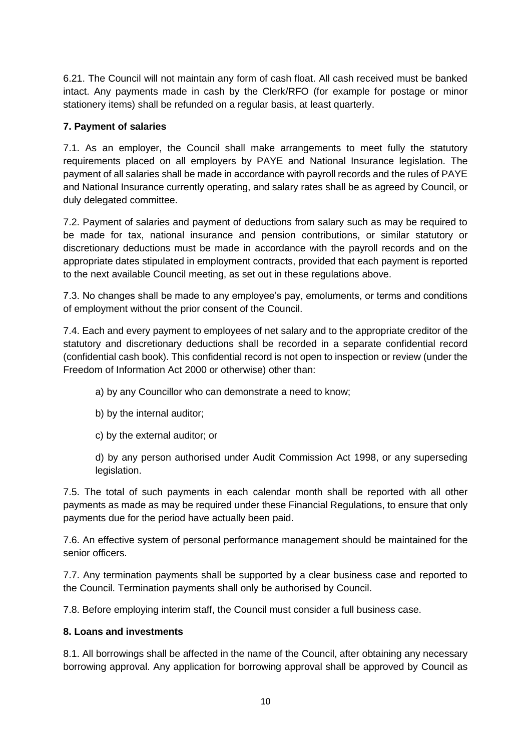6.21. The Council will not maintain any form of cash float. All cash received must be banked intact. Any payments made in cash by the Clerk/RFO (for example for postage or minor stationery items) shall be refunded on a regular basis, at least quarterly.

**7. Payment of salaries**

7.1. As an employer, the Council shall make arrangements to meet fully the statutory requirements placed on all employers by PAYE and National Insurance legislation. The payment of all salaries shall be made in accordance with payroll records and the rules of PAYE and National Insurance currently operating, and salary rates shall be as agreed by Council, or duly delegated committee.

7.2. Payment of salaries and payment of deductions from salary such as may be required to be made for tax, national insurance and pension contributions, or similar statutory or discretionary deductions must be made in accordance with the payroll records and on the appropriate dates stipulated in employment contracts, provided that each payment is reported to the next available Council meeting, as set out in these regulations above.

7.3. No changes shall be made to any employee's pay, emoluments, or terms and conditions of employment without the prior consent of the Council.

7.4. Each and every payment to employees of net salary and to the appropriate creditor of the statutory and discretionary deductions shall be recorded in a separate confidential record (confidential cash book). This confidential record is not open to inspection or review (under the Freedom of Information Act 2000 or otherwise) other than:

a) by any Councillor who can demonstrate a need to know;

b) by the internal auditor;

c) by the external auditor; or

d) by any person authorised under Audit Commission Act 1998, or any superseding legislation.

7.5. The total of such payments in each calendar month shall be reported with all other payments as made as may be required under these Financial Regulations, to ensure that only payments due for the period have actually been paid.

7.6. An effective system of personal performance management should be maintained for the senior officers.

7.7. Any termination payments shall be supported by a clear business case and reported to the Council. Termination payments shall only be authorised by Council.

7.8. Before employing interim staff, the Council must consider a full business case.

**8. Loans and investments**

8.1. All borrowings shall be affected in the name of the Council, after obtaining any necessary borrowing approval. Any application for borrowing approval shall be approved by Council as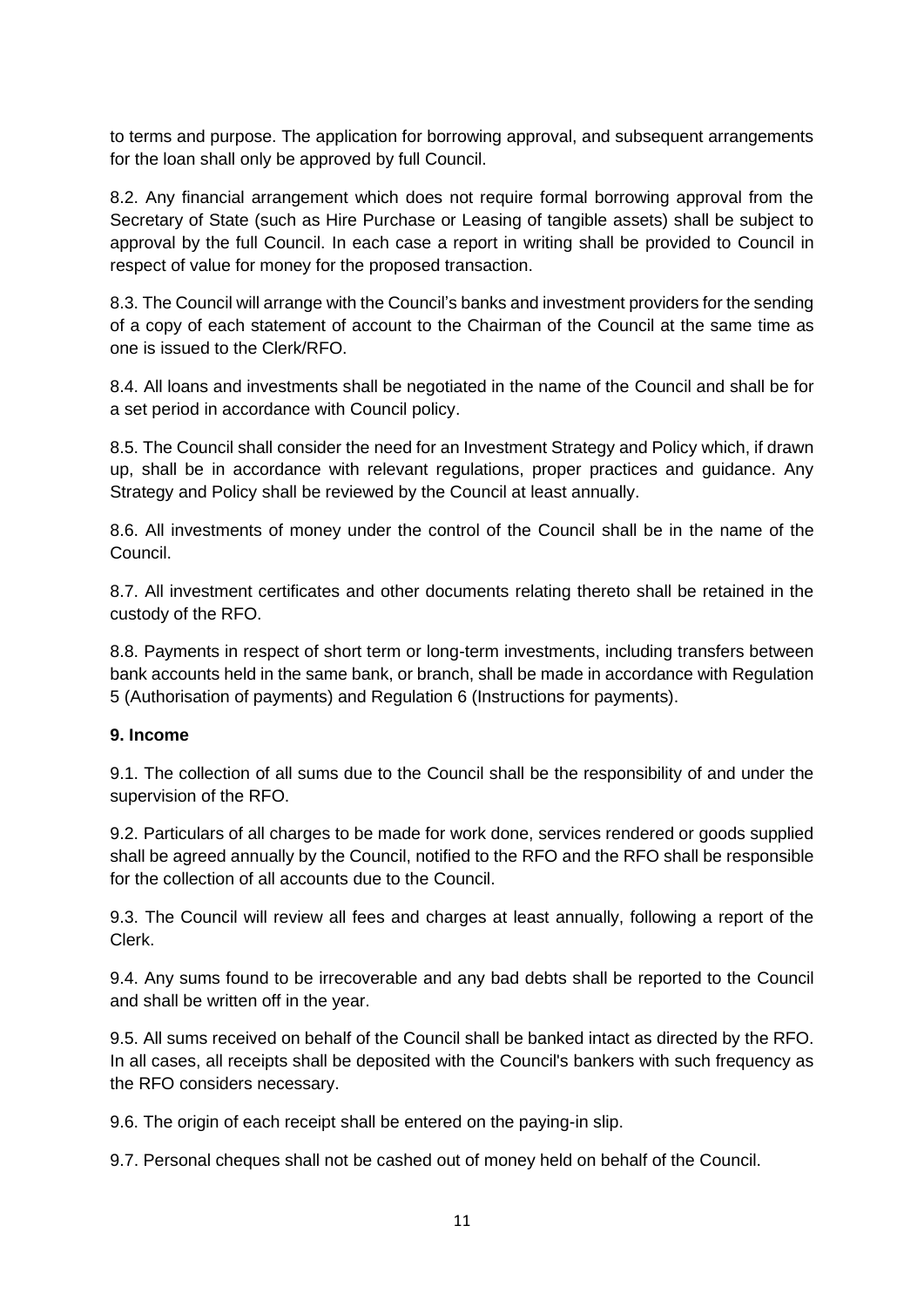to terms and purpose. The application for borrowing approval, and subsequent arrangements for the loan shall only be approved by full Council.

8.2. Any financial arrangement which does not require formal borrowing approval from the Secretary of State (such as Hire Purchase or Leasing of tangible assets) shall be subject to approval by the full Council. In each case a report in writing shall be provided to Council in respect of value for money for the proposed transaction.

8.3. The Council will arrange with the Council's banks and investment providers for the sending of a copy of each statement of account to the Chairman of the Council at the same time as one is issued to the Clerk/RFO.

8.4. All loans and investments shall be negotiated in the name of the Council and shall be for a set period in accordance with Council policy.

8.5. The Council shall consider the need for an Investment Strategy and Policy which, if drawn up, shall be in accordance with relevant regulations, proper practices and guidance. Any Strategy and Policy shall be reviewed by the Council at least annually.

8.6. All investments of money under the control of the Council shall be in the name of the Council.

8.7. All investment certificates and other documents relating thereto shall be retained in the custody of the RFO.

8.8. Payments in respect of short term or long-term investments, including transfers between bank accounts held in the same bank, or branch, shall be made in accordance with Regulation 5 (Authorisation of payments) and Regulation 6 (Instructions for payments).

**9. Income**

9.1. The collection of all sums due to the Council shall be the responsibility of and under the supervision of the RFO.

9.2. Particulars of all charges to be made for work done, services rendered or goods supplied shall be agreed annually by the Council, notified to the RFO and the RFO shall be responsible for the collection of all accounts due to the Council.

9.3. The Council will review all fees and charges at least annually, following a report of the Clerk.

9.4. Any sums found to be irrecoverable and any bad debts shall be reported to the Council and shall be written off in the year.

9.5. All sums received on behalf of the Council shall be banked intact as directed by the RFO. In all cases, all receipts shall be deposited with the Council's bankers with such frequency as the RFO considers necessary.

9.6. The origin of each receipt shall be entered on the paying-in slip.

9.7. Personal cheques shall not be cashed out of money held on behalf of the Council.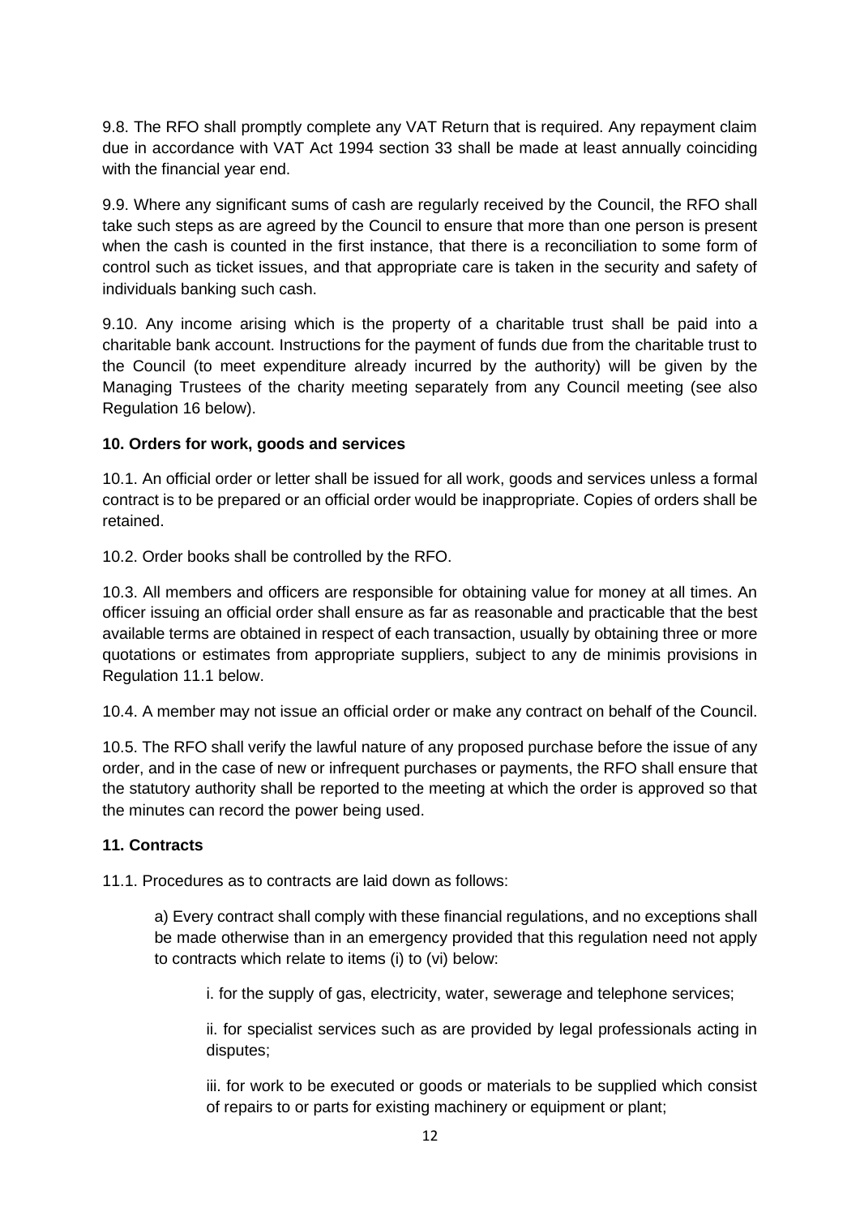9.8. The RFO shall promptly complete any VAT Return that is required. Any repayment claim due in accordance with VAT Act 1994 section 33 shall be made at least annually coinciding with the financial year end.

9.9. Where any significant sums of cash are regularly received by the Council, the RFO shall take such steps as are agreed by the Council to ensure that more than one person is present when the cash is counted in the first instance, that there is a reconciliation to some form of control such as ticket issues, and that appropriate care is taken in the security and safety of individuals banking such cash.

9.10. Any income arising which is the property of a charitable trust shall be paid into a charitable bank account. Instructions for the payment of funds due from the charitable trust to the Council (to meet expenditure already incurred by the authority) will be given by the Managing Trustees of the charity meeting separately from any Council meeting (see also Regulation 16 below).

**10. Orders for work, goods and services**

10.1. An official order or letter shall be issued for all work, goods and services unless a formal contract is to be prepared or an official order would be inappropriate. Copies of orders shall be retained.

10.2. Order books shall be controlled by the RFO.

10.3. All members and officers are responsible for obtaining value for money at all times. An officer issuing an official order shall ensure as far as reasonable and practicable that the best available terms are obtained in respect of each transaction, usually by obtaining three or more quotations or estimates from appropriate suppliers, subject to any de minimis provisions in Regulation 11.1 below.

10.4. A member may not issue an official order or make any contract on behalf of the Council.

10.5. The RFO shall verify the lawful nature of any proposed purchase before the issue of any order, and in the case of new or infrequent purchases or payments, the RFO shall ensure that the statutory authority shall be reported to the meeting at which the order is approved so that the minutes can record the power being used.

**11. Contracts**

11.1. Procedures as to contracts are laid down as follows:

a) Every contract shall comply with these financial regulations, and no exceptions shall be made otherwise than in an emergency provided that this regulation need not apply to contracts which relate to items (i) to (vi) below:

i. for the supply of gas, electricity, water, sewerage and telephone services;

ii. for specialist services such as are provided by legal professionals acting in disputes;

iii. for work to be executed or goods or materials to be supplied which consist of repairs to or parts for existing machinery or equipment or plant;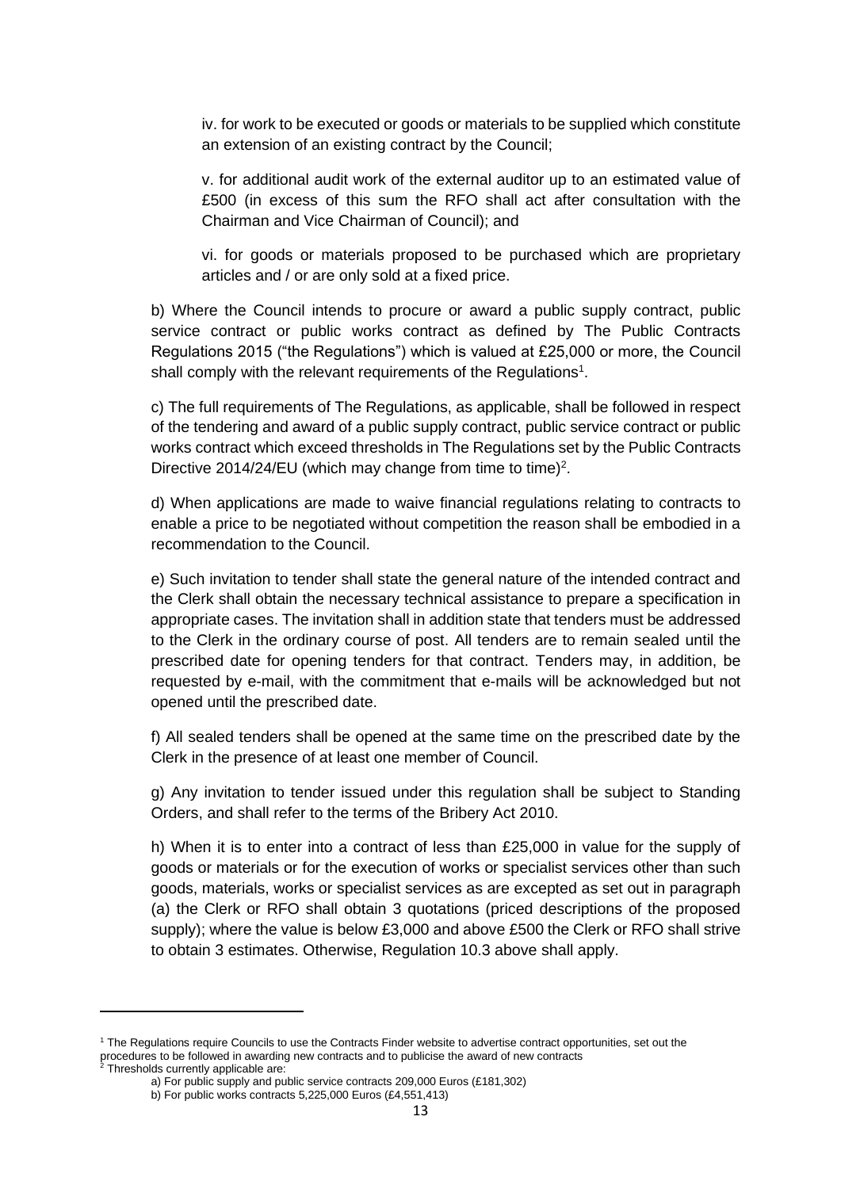iv. for work to be executed or goods or materials to be supplied which constitute an extension of an existing contract by the Council;

v. for additional audit work of the external auditor up to an estimated value of £500 (in excess of this sum the RFO shall act after consultation with the Chairman and Vice Chairman of Council); and

vi. for goods or materials proposed to be purchased which are proprietary articles and / or are only sold at a fixed price.

b) Where the Council intends to procure or award a public supply contract, public service contract or public works contract as defined by The Public Contracts Regulations 2015 ("the Regulations") which is valued at £25,000 or more, the Council shall comply with the relevant requirements of the Regulations[1].

c) The full requirements of The Regulations, as applicable, shall be followed in respect of the tendering and award of a public supply contract, public service contract or public works contract which exceed thresholds in The Regulations set by the Public Contracts Directive 2014/24/EU (which may change from time to time)[2].

d) When applications are made to waive financial regulations relating to contracts to enable a price to be negotiated without competition the reason shall be embodied in a recommendation to the Council.

e) Such invitation to tender shall state the general nature of the intended contract and the Clerk shall obtain the necessary technical assistance to prepare a specification in appropriate cases. The invitation shall in addition state that tenders must be addressed to the Clerk in the ordinary course of post. All tenders are to remain sealed until the prescribed date for opening tenders for that contract. Tenders may, in addition, be requested by e-mail, with the commitment that e-mails will be acknowledged but not opened until the prescribed date.

f) All sealed tenders shall be opened at the same time on the prescribed date by the Clerk in the presence of at least one member of Council.

g) Any invitation to tender issued under this regulation shall be subject to Standing Orders, and shall refer to the terms of the Bribery Act 2010.

h) When it is to enter into a contract of less than £25,000 in value for the supply of goods or materials or for the execution of works or specialist services other than such goods, materials, works or specialist services as are excepted as set out in paragraph (a) the Clerk or RFO shall obtain 3 quotations (priced descriptions of the proposed supply); where the value is below £3,000 and above £500 the Clerk or RFO shall strive to obtain 3 estimates. Otherwise, Regulation 10.3 above shall apply.

---

[1] The Regulations require Councils to use the Contracts Finder website to advertise contract opportunities, set out the procedures to be followed in awarding new contracts and to publicise the award of new contracts

[2] Thresholds currently applicable are:

a) For public supply and public service contracts 209,000 Euros (£181,302)

b) For public works contracts 5,225,000 Euros (£4,551,413)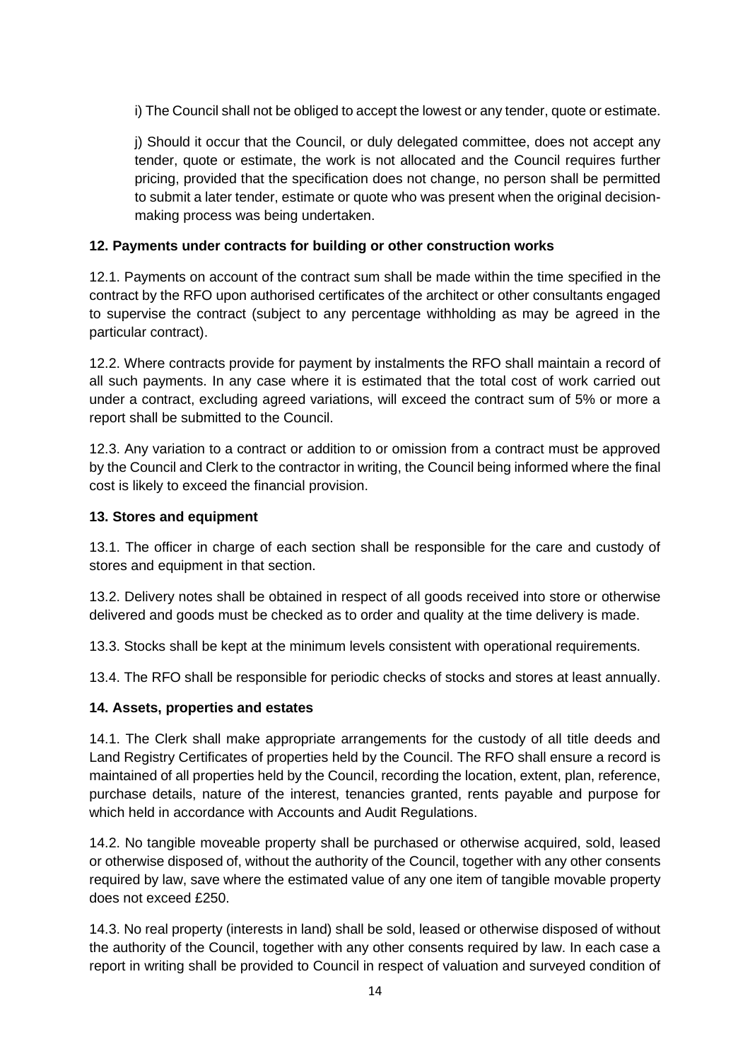i) The Council shall not be obliged to accept the lowest or any tender, quote or estimate.

j) Should it occur that the Council, or duly delegated committee, does not accept any tender, quote or estimate, the work is not allocated and the Council requires further pricing, provided that the specification does not change, no person shall be permitted to submit a later tender, estimate or quote who was present when the original decision-making process was being undertaken.

**12. Payments under contracts for building or other construction works**

12.1. Payments on account of the contract sum shall be made within the time specified in the contract by the RFO upon authorised certificates of the architect or other consultants engaged to supervise the contract (subject to any percentage withholding as may be agreed in the particular contract).

12.2. Where contracts provide for payment by instalments the RFO shall maintain a record of all such payments. In any case where it is estimated that the total cost of work carried out under a contract, excluding agreed variations, will exceed the contract sum of 5% or more a report shall be submitted to the Council.

12.3. Any variation to a contract or addition to or omission from a contract must be approved by the Council and Clerk to the contractor in writing, the Council being informed where the final cost is likely to exceed the financial provision.

**13. Stores and equipment**

13.1. The officer in charge of each section shall be responsible for the care and custody of stores and equipment in that section.

13.2. Delivery notes shall be obtained in respect of all goods received into store or otherwise delivered and goods must be checked as to order and quality at the time delivery is made.

13.3. Stocks shall be kept at the minimum levels consistent with operational requirements.

13.4. The RFO shall be responsible for periodic checks of stocks and stores at least annually.

**14. Assets, properties and estates**

14.1. The Clerk shall make appropriate arrangements for the custody of all title deeds and Land Registry Certificates of properties held by the Council. The RFO shall ensure a record is maintained of all properties held by the Council, recording the location, extent, plan, reference, purchase details, nature of the interest, tenancies granted, rents payable and purpose for which held in accordance with Accounts and Audit Regulations.

14.2. No tangible moveable property shall be purchased or otherwise acquired, sold, leased or otherwise disposed of, without the authority of the Council, together with any other consents required by law, save where the estimated value of any one item of tangible movable property does not exceed £250.

14.3. No real property (interests in land) shall be sold, leased or otherwise disposed of without the authority of the Council, together with any other consents required by law. In each case a report in writing shall be provided to Council in respect of valuation and surveyed condition of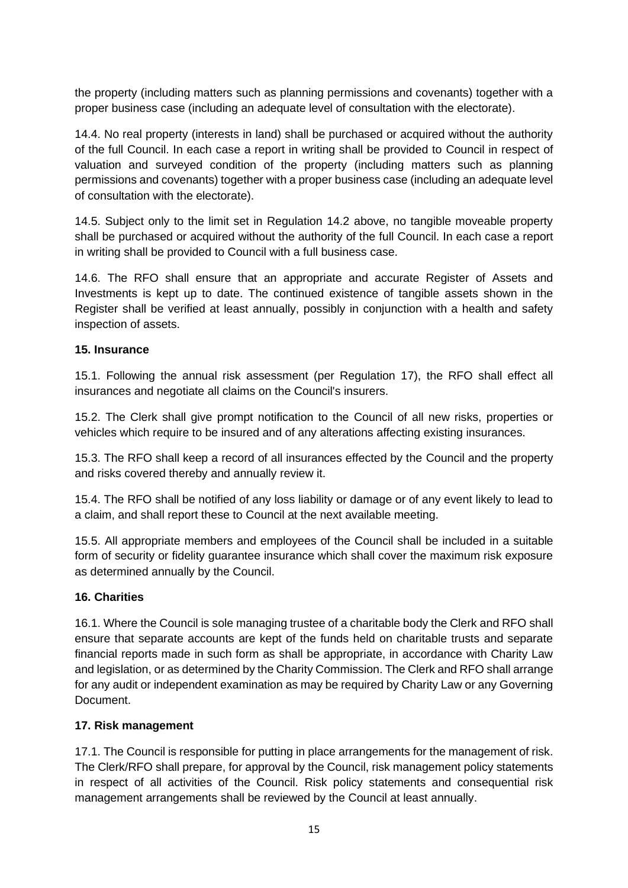the property (including matters such as planning permissions and covenants) together with a proper business case (including an adequate level of consultation with the electorate).

14.4. No real property (interests in land) shall be purchased or acquired without the authority of the full Council. In each case a report in writing shall be provided to Council in respect of valuation and surveyed condition of the property (including matters such as planning permissions and covenants) together with a proper business case (including an adequate level of consultation with the electorate).

14.5. Subject only to the limit set in Regulation 14.2 above, no tangible moveable property shall be purchased or acquired without the authority of the full Council. In each case a report in writing shall be provided to Council with a full business case.

14.6. The RFO shall ensure that an appropriate and accurate Register of Assets and Investments is kept up to date. The continued existence of tangible assets shown in the Register shall be verified at least annually, possibly in conjunction with a health and safety inspection of assets.

**15. Insurance**

15.1. Following the annual risk assessment (per Regulation 17), the RFO shall effect all insurances and negotiate all claims on the Council's insurers.

15.2. The Clerk shall give prompt notification to the Council of all new risks, properties or vehicles which require to be insured and of any alterations affecting existing insurances.

15.3. The RFO shall keep a record of all insurances effected by the Council and the property and risks covered thereby and annually review it.

15.4. The RFO shall be notified of any loss liability or damage or of any event likely to lead to a claim, and shall report these to Council at the next available meeting.

15.5. All appropriate members and employees of the Council shall be included in a suitable form of security or fidelity guarantee insurance which shall cover the maximum risk exposure as determined annually by the Council.

**16. Charities**

16.1. Where the Council is sole managing trustee of a charitable body the Clerk and RFO shall ensure that separate accounts are kept of the funds held on charitable trusts and separate financial reports made in such form as shall be appropriate, in accordance with Charity Law and legislation, or as determined by the Charity Commission. The Clerk and RFO shall arrange for any audit or independent examination as may be required by Charity Law or any Governing Document.

**17. Risk management**

17.1. The Council is responsible for putting in place arrangements for the management of risk. The Clerk/RFO shall prepare, for approval by the Council, risk management policy statements in respect of all activities of the Council. Risk policy statements and consequential risk management arrangements shall be reviewed by the Council at least annually.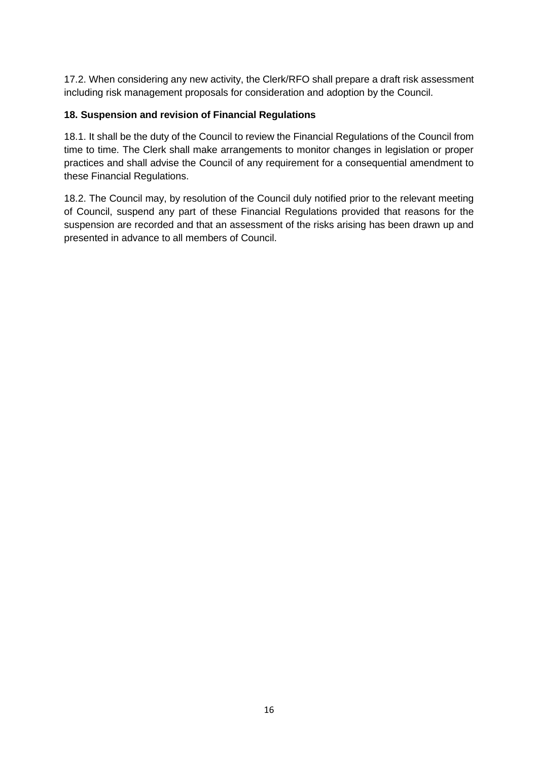17.2. When considering any new activity, the Clerk/RFO shall prepare a draft risk assessment including risk management proposals for consideration and adoption by the Council.

**18. Suspension and revision of Financial Regulations**

18.1. It shall be the duty of the Council to review the Financial Regulations of the Council from time to time. The Clerk shall make arrangements to monitor changes in legislation or proper practices and shall advise the Council of any requirement for a consequential amendment to these Financial Regulations.

18.2. The Council may, by resolution of the Council duly notified prior to the relevant meeting of Council, suspend any part of these Financial Regulations provided that reasons for the suspension are recorded and that an assessment of the risks arising has been drawn up and presented in advance to all members of Council.